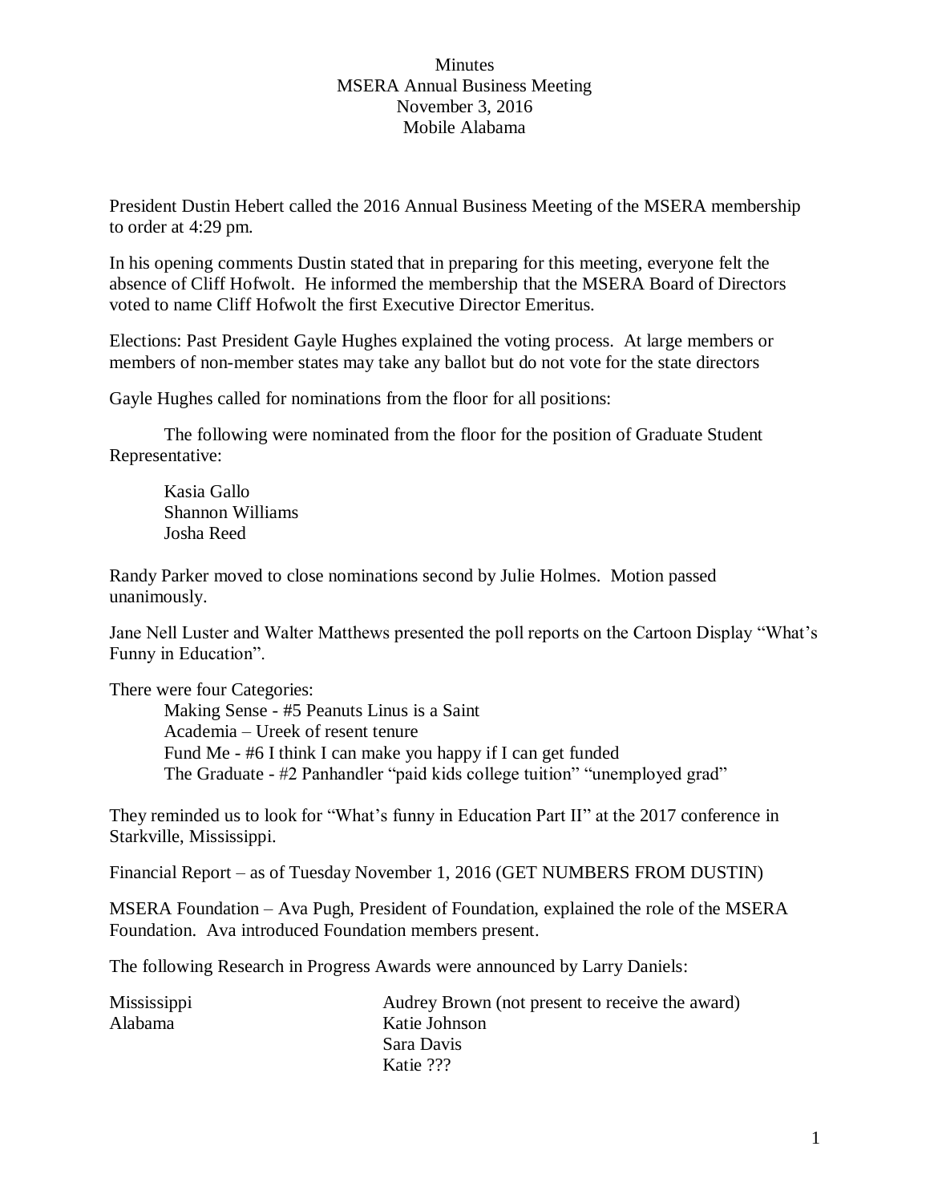Minutes
MSERA Annual Business Meeting
November 3, 2016
Mobile Alabama

President Dustin Hebert called the 2016 Annual Business Meeting of the MSERA membership to order at 4:29 pm.

In his opening comments Dustin stated that in preparing for this meeting, everyone felt the absence of Cliff Hofwolt. He informed the membership that the MSERA Board of Directors voted to name Cliff Hofwolt the first Executive Director Emeritus.

Elections: Past President Gayle Hughes explained the voting process. At large members or members of non-member states may take any ballot but do not vote for the state directors

Gayle Hughes called for nominations from the floor for all positions:

The following were nominated from the floor for the position of Graduate Student Representative:

Kasia Gallo
Shannon Williams
Josha Reed

Randy Parker moved to close nominations second by Julie Holmes. Motion passed unanimously.

Jane Nell Luster and Walter Matthews presented the poll reports on the Cartoon Display "What's Funny in Education".

There were four Categories:

Making Sense - #5 Peanuts Linus is a Saint
Academia – Ureek of resent tenure
Fund Me - #6 I think I can make you happy if I can get funded
The Graduate - #2 Panhandler "paid kids college tuition" "unemployed grad"

They reminded us to look for "What's funny in Education Part II" at the 2017 conference in Starkville, Mississippi.

Financial Report – as of Tuesday November 1, 2016 (GET NUMBERS FROM DUSTIN)

MSERA Foundation – Ava Pugh, President of Foundation, explained the role of the MSERA Foundation. Ava introduced Foundation members present.

The following Research in Progress Awards were announced by Larry Daniels:

| | |
|---|---|
| Mississippi | Audrey Brown (not present to receive the award) |
| Alabama | Katie Johnson |
| | Sara Davis |
| | Katie ??? |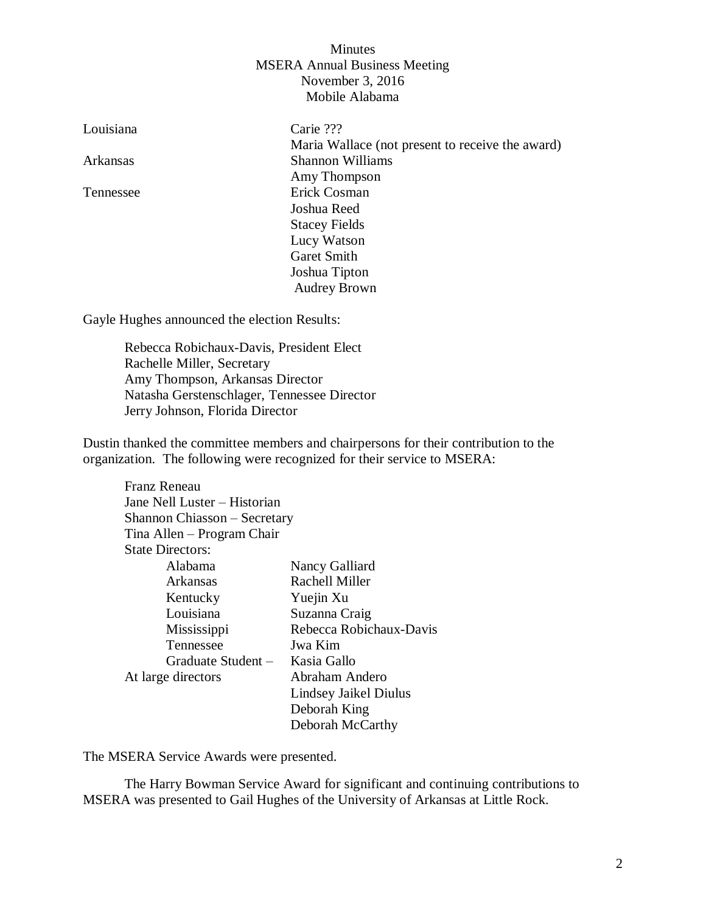Minutes
MSERA Annual Business Meeting
November 3, 2016
Mobile Alabama

| | |
|---|---|
| Louisiana | Carie ??? |
| | Maria Wallace (not present to receive the award) |
| Arkansas | Shannon Williams |
| | Amy Thompson |
| Tennessee | Erick Cosman |
| | Joshua Reed |
| | Stacey Fields |
| | Lucy Watson |
| | Garet Smith |
| | Joshua Tipton |
| | Audrey Brown |

Gayle Hughes announced the election Results:

Rebecca Robichaux-Davis, President Elect
Rachelle Miller, Secretary
Amy Thompson, Arkansas Director
Natasha Gerstenschlager, Tennessee Director
Jerry Johnson, Florida Director

Dustin thanked the committee members and chairpersons for their contribution to the organization. The following were recognized for their service to MSERA:

Franz Reneau
Jane Nell Luster – Historian
Shannon Chiasson – Secretary
Tina Allen – Program Chair
State Directors:

| | |
|---|---|
| Alabama | Nancy Galliard |
| Arkansas | Rachell Miller |
| Kentucky | Yuejin Xu |
| Louisiana | Suzanna Craig |
| Mississippi | Rebecca Robichaux-Davis |
| Tennessee | Jwa Kim |
| Graduate Student – | Kasia Gallo |
| At large directors | Abraham Andero |
| | Lindsey Jaikel Diulus |
| | Deborah King |
| | Deborah McCarthy |

The MSERA Service Awards were presented.

The Harry Bowman Service Award for significant and continuing contributions to MSERA was presented to Gail Hughes of the University of Arkansas at Little Rock.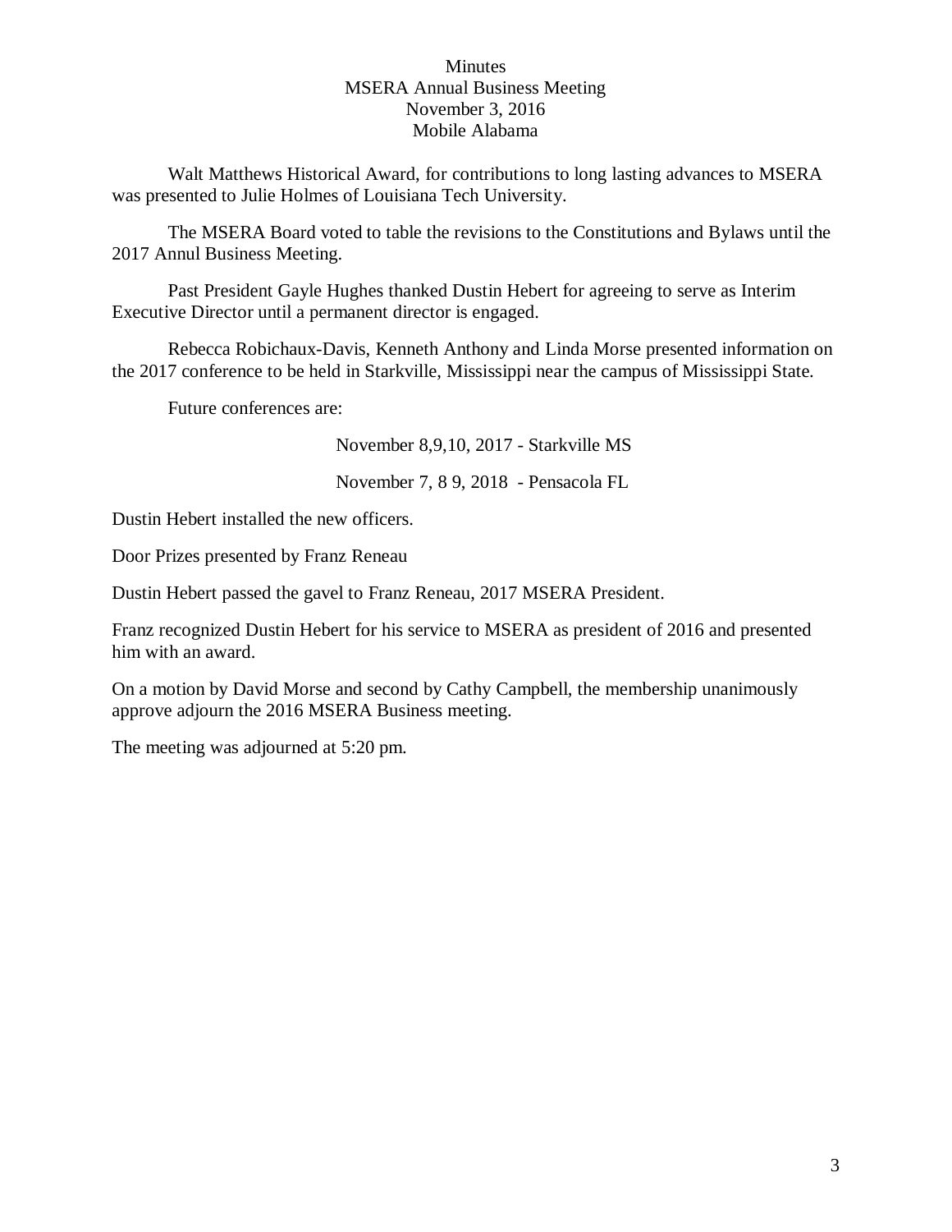Minutes
MSERA Annual Business Meeting
November 3, 2016
Mobile Alabama

Walt Matthews Historical Award, for contributions to long lasting advances to MSERA was presented to Julie Holmes of Louisiana Tech University.

The MSERA Board voted to table the revisions to the Constitutions and Bylaws until the 2017 Annul Business Meeting.

Past President Gayle Hughes thanked Dustin Hebert for agreeing to serve as Interim Executive Director until a permanent director is engaged.

Rebecca Robichaux-Davis, Kenneth Anthony and Linda Morse presented information on the 2017 conference to be held in Starkville, Mississippi near the campus of Mississippi State.

Future conferences are:

November 8,9,10, 2017 - Starkville MS

November 7, 8 9, 2018 - Pensacola FL

Dustin Hebert installed the new officers.

Door Prizes presented by Franz Reneau

Dustin Hebert passed the gavel to Franz Reneau, 2017 MSERA President.

Franz recognized Dustin Hebert for his service to MSERA as president of 2016 and presented him with an award.

On a motion by David Morse and second by Cathy Campbell, the membership unanimously approve adjourn the 2016 MSERA Business meeting.

The meeting was adjourned at 5:20 pm.